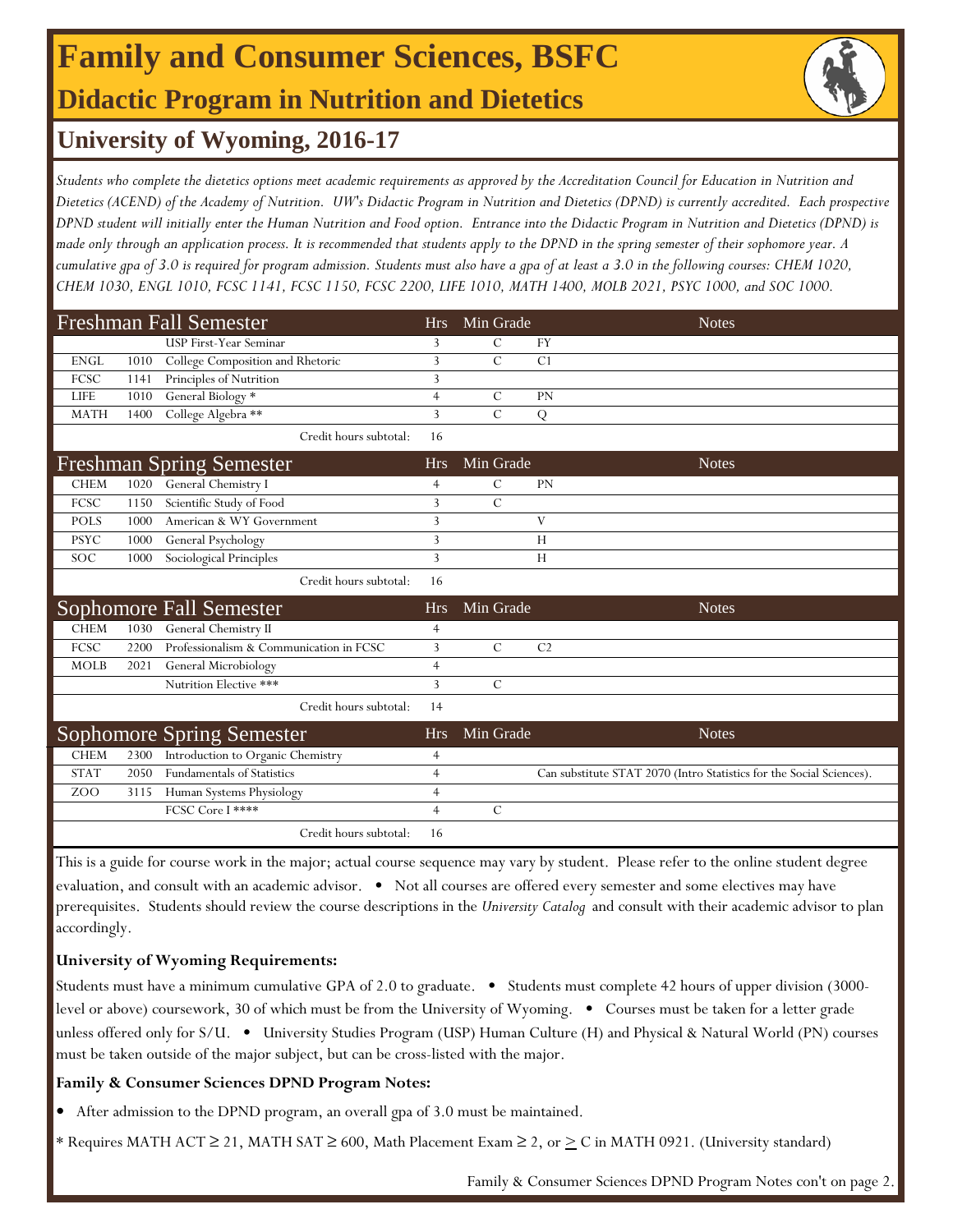# Family and Consumer Sciences, BSFC

## Didactic Program in Nutrition and Dietetics

## University of Wyoming, 2016-17

*Students who complete the dietetics options meet academic requirements as approved by the Accreditation Council for Education in Nutrition and Dietetics (ACEND) of the Academy of Nutrition. UW's Didactic Program in Nutrition and Dietetics (DPND) is currently accredited. Each prospective DPND student will initially enter the Human Nutrition and Food option. Entrance into the Didactic Program in Nutrition and Dietetics (DPND) is made only through an application process. It is recommended that students apply to the DPND in the spring semester of their sophomore year. A cumulative gpa of 3.0 is required for program admission. Students must also have a gpa of at least a 3.0 in the following courses: CHEM 1020, CHEM 1030, ENGL 1010, FCSC 1141, FCSC 1150, FCSC 2200, LIFE 1010, MATH 1400, MOLB 2021, PSYC 1000, and SOC 1000.*

| Freshman Fall Semester | | | Hrs | Min Grade | | Notes |
|---|---|---|---|---|---|---|
| | | USP First-Year Seminar | 3 | C | FY | |
| ENGL | 1010 | College Composition and Rhetoric | 3 | C | C1 | |
| FCSC | 1141 | Principles of Nutrition | 3 | | | |
| LIFE | 1010 | General Biology * | 4 | C | PN | |
| MATH | 1400 | College Algebra ** | 3 | C | Q | |
| | | Credit hours subtotal: | 16 | | | |

| Freshman Spring Semester | | | Hrs | Min Grade | | Notes |
|---|---|---|---|---|---|---|
| CHEM | 1020 | General Chemistry I | 4 | C | PN | |
| FCSC | 1150 | Scientific Study of Food | 3 | C | | |
| POLS | 1000 | American & WY Government | 3 | | V | |
| PSYC | 1000 | General Psychology | 3 | | H | |
| SOC | 1000 | Sociological Principles | 3 | | H | |
| | | Credit hours subtotal: | 16 | | | |

| Sophomore Fall Semester | | | Hrs | Min Grade | | Notes |
|---|---|---|---|---|---|---|
| CHEM | 1030 | General Chemistry II | 4 | | | |
| FCSC | 2200 | Professionalism & Communication in FCSC | 3 | C | C2 | |
| MOLB | 2021 | General Microbiology | 4 | | | |
| | | Nutrition Elective *** | 3 | C | | |
| | | Credit hours subtotal: | 14 | | | |

| Sophomore Spring Semester | | | Hrs | Min Grade | | Notes |
|---|---|---|---|---|---|---|
| CHEM | 2300 | Introduction to Organic Chemistry | 4 | | | |
| STAT | 2050 | Fundamentals of Statistics | 4 | | | Can substitute STAT 2070 (Intro Statistics for the Social Sciences). |
| ZOO | 3115 | Human Systems Physiology | 4 | | | |
| | | FCSC Core I **** | 4 | C | | |
| | | Credit hours subtotal: | 16 | | | |

This is a guide for course work in the major; actual course sequence may vary by student. Please refer to the online student degree evaluation, and consult with an academic advisor. • Not all courses are offered every semester and some electives may have prerequisites. Students should review the course descriptions in the *University Catalog* and consult with their academic advisor to plan accordingly.

**University of Wyoming Requirements:**

Students must have a minimum cumulative GPA of 2.0 to graduate. • Students must complete 42 hours of upper division (3000-level or above) coursework, 30 of which must be from the University of Wyoming. • Courses must be taken for a letter grade unless offered only for S/U. • University Studies Program (USP) Human Culture (H) and Physical & Natural World (PN) courses must be taken outside of the major subject, but can be cross-listed with the major.

**Family & Consumer Sciences DPND Program Notes:**

- After admission to the DPND program, an overall gpa of 3.0 must be maintained.

* Requires MATH ACT $\geq$ 21, MATH SAT $\geq$ 600, Math Placement Exam $\geq$ 2, or $\geq$ C in MATH 0921. (University standard)

Family & Consumer Sciences DPND Program Notes con't on page 2.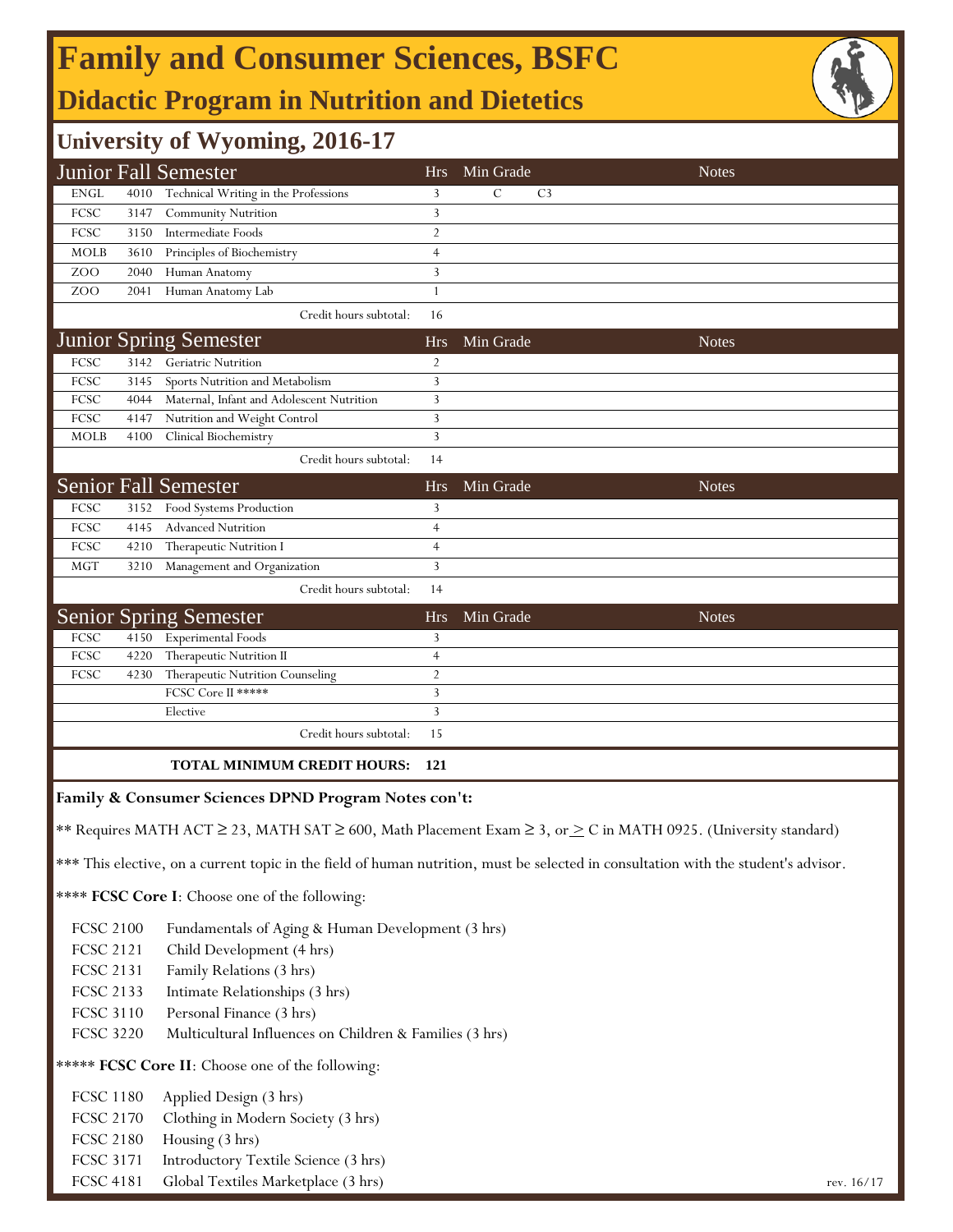# Family and Consumer Sciences, BSFC

## Didactic Program in Nutrition and Dietetics

## University of Wyoming, 2016-17

### Junior Fall Semester

| | | | Hrs | Min Grade | | Notes |
|---|---|---|---|---|---|---|
| ENGL | 4010 | Technical Writing in the Professions | 3 | C | C3 | |
| FCSC | 3147 | Community Nutrition | 3 | | | |
| FCSC | 3150 | Intermediate Foods | 2 | | | |
| MOLB | 3610 | Principles of Biochemistry | 4 | | | |
| ZOO | 2040 | Human Anatomy | 3 | | | |
| ZOO | 2041 | Human Anatomy Lab | 1 | | | |
| | | Credit hours subtotal: | 16 | | | |

### Junior Spring Semester

| | | | Hrs | Min Grade | Notes |
|---|---|---|---|---|---|
| FCSC | 3142 | Geriatric Nutrition | 2 | | |
| FCSC | 3145 | Sports Nutrition and Metabolism | 3 | | |
| FCSC | 4044 | Maternal, Infant and Adolescent Nutrition | 3 | | |
| FCSC | 4147 | Nutrition and Weight Control | 3 | | |
| MOLB | 4100 | Clinical Biochemistry | 3 | | |
| | | Credit hours subtotal: | 14 | | |

### Senior Fall Semester

| | | | Hrs | Min Grade | Notes |
|---|---|---|---|---|---|
| FCSC | 3152 | Food Systems Production | 3 | | |
| FCSC | 4145 | Advanced Nutrition | 4 | | |
| FCSC | 4210 | Therapeutic Nutrition I | 4 | | |
| MGT | 3210 | Management and Organization | 3 | | |
| | | Credit hours subtotal: | 14 | | |

### Senior Spring Semester

| | | | Hrs | Min Grade | Notes |
|---|---|---|---|---|---|
| FCSC | 4150 | Experimental Foods | 3 | | |
| FCSC | 4220 | Therapeutic Nutrition II | 4 | | |
| FCSC | 4230 | Therapeutic Nutrition Counseling | 2 | | |
| | | FCSC Core II ***** | 3 | | |
| | | Elective | 3 | | |
| | | Credit hours subtotal: | 15 | | |

**TOTAL MINIMUM CREDIT HOURS: 121**

**Family & Consumer Sciences DPND Program Notes con't:**

** Requires MATH ACT ≥ 23, MATH SAT ≥ 600, Math Placement Exam ≥ 3, or ≥ C in MATH 0925. (University standard)

*** This elective, on a current topic in the field of human nutrition, must be selected in consultation with the student's advisor.

**** **FCSC Core I**: Choose one of the following:

- FCSC 2100 Fundamentals of Aging & Human Development (3 hrs)
- FCSC 2121 Child Development (4 hrs)
- FCSC 2131 Family Relations (3 hrs)
- FCSC 2133 Intimate Relationships (3 hrs)
- FCSC 3110 Personal Finance (3 hrs)
- FCSC 3220 Multicultural Influences on Children & Families (3 hrs)

***** **FCSC Core II**: Choose one of the following:

- FCSC 1180 Applied Design (3 hrs)
- FCSC 2170 Clothing in Modern Society (3 hrs)
- FCSC 2180 Housing (3 hrs)
- FCSC 3171 Introductory Textile Science (3 hrs)
- FCSC 4181 Global Textiles Marketplace (3 hrs)

rev. 16/17